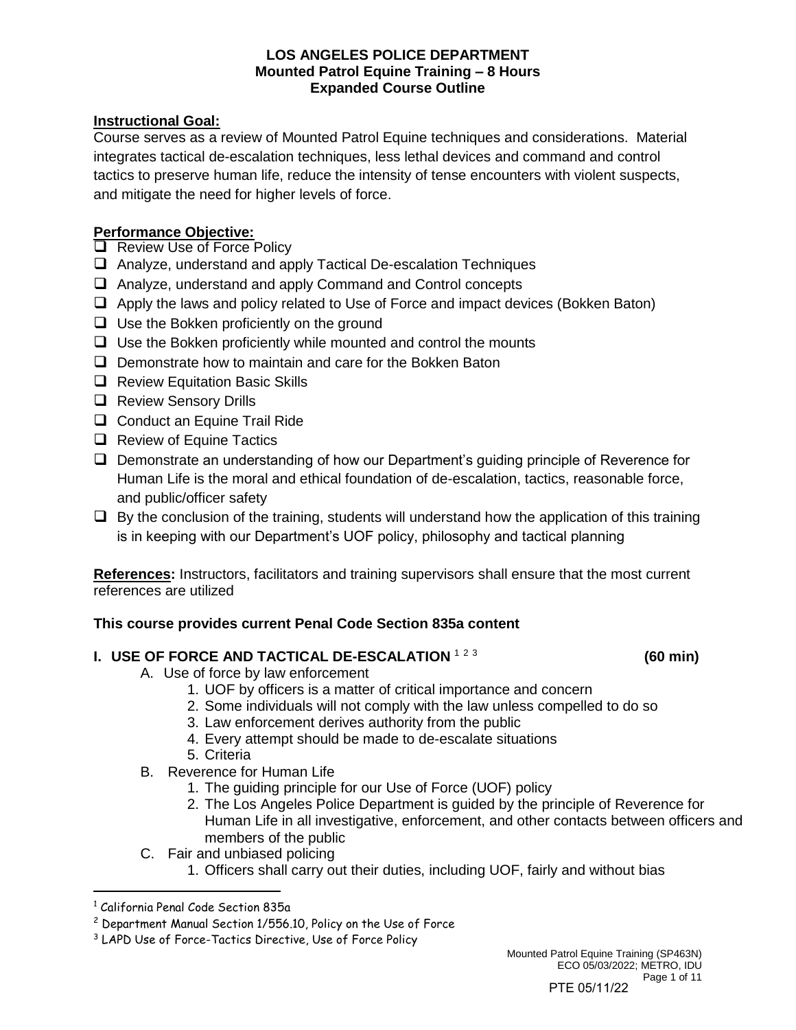# LOS ANGELES POLICE DEPARTMENT
## Mounted Patrol Equine Training – 8 Hours
## Expanded Course Outline

**Instructional Goal:**

Course serves as a review of Mounted Patrol Equine techniques and considerations. Material integrates tactical de-escalation techniques, less lethal devices and command and control tactics to preserve human life, reduce the intensity of tense encounters with violent suspects, and mitigate the need for higher levels of force.

**Performance Objective:**

- ❑ Review Use of Force Policy
- ❑ Analyze, understand and apply Tactical De-escalation Techniques
- ❑ Analyze, understand and apply Command and Control concepts
- ❑ Apply the laws and policy related to Use of Force and impact devices (Bokken Baton)
- ❑ Use the Bokken proficiently on the ground
- ❑ Use the Bokken proficiently while mounted and control the mounts
- ❑ Demonstrate how to maintain and care for the Bokken Baton
- ❑ Review Equitation Basic Skills
- ❑ Review Sensory Drills
- ❑ Conduct an Equine Trail Ride
- ❑ Review of Equine Tactics
- ❑ Demonstrate an understanding of how our Department's guiding principle of Reverence for Human Life is the moral and ethical foundation of de-escalation, tactics, reasonable force, and public/officer safety
- ❑ By the conclusion of the training, students will understand how the application of this training is in keeping with our Department's UOF policy, philosophy and tactical planning

**References:** Instructors, facilitators and training supervisors shall ensure that the most current references are utilized

**This course provides current Penal Code Section 835a content**

**I. USE OF FORCE AND TACTICAL DE-ESCALATION** [1] [2] [3] **(60 min)**

- A. Use of force by law enforcement
  1. UOF by officers is a matter of critical importance and concern
  2. Some individuals will not comply with the law unless compelled to do so
  3. Law enforcement derives authority from the public
  4. Every attempt should be made to de-escalate situations
  5. Criteria
- B. Reverence for Human Life
  1. The guiding principle for our Use of Force (UOF) policy
  2. The Los Angeles Police Department is guided by the principle of Reverence for Human Life in all investigative, enforcement, and other contacts between officers and members of the public
- C. Fair and unbiased policing
  1. Officers shall carry out their duties, including UOF, fairly and without bias

---

[1] California Penal Code Section 835a

[2] Department Manual Section 1/556.10, Policy on the Use of Force

[3] LAPD Use of Force-Tactics Directive, Use of Force Policy

Mounted Patrol Equine Training (SP463N)
ECO 05/03/2022; METRO, IDU

PTE 05/11/22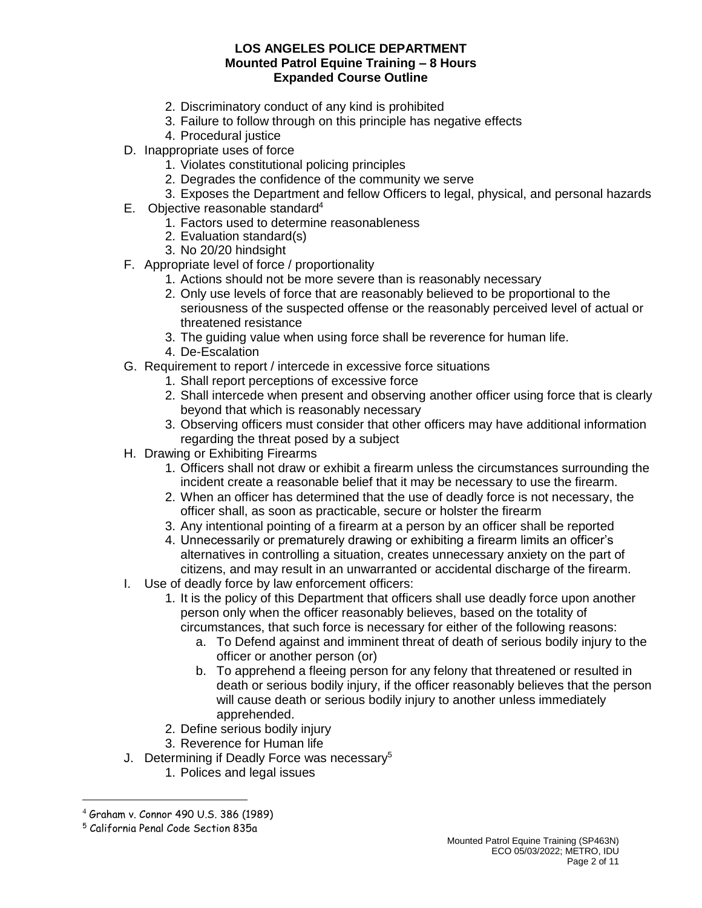2. Discriminatory conduct of any kind is prohibited
3. Failure to follow through on this principle has negative effects
4. Procedural justice

D. Inappropriate uses of force
   1. Violates constitutional policing principles
   2. Degrades the confidence of the community we serve
   3. Exposes the Department and fellow Officers to legal, physical, and personal hazards

E. Objective reasonable standard[4]
   1. Factors used to determine reasonableness
   2. Evaluation standard(s)
   3. No 20/20 hindsight

F. Appropriate level of force / proportionality
   1. Actions should not be more severe than is reasonably necessary
   2. Only use levels of force that are reasonably believed to be proportional to the seriousness of the suspected offense or the reasonably perceived level of actual or threatened resistance
   3. The guiding value when using force shall be reverence for human life.
   4. De-Escalation

G. Requirement to report / intercede in excessive force situations
   1. Shall report perceptions of excessive force
   2. Shall intercede when present and observing another officer using force that is clearly beyond that which is reasonably necessary
   3. Observing officers must consider that other officers may have additional information regarding the threat posed by a subject

H. Drawing or Exhibiting Firearms
   1. Officers shall not draw or exhibit a firearm unless the circumstances surrounding the incident create a reasonable belief that it may be necessary to use the firearm.
   2. When an officer has determined that the use of deadly force is not necessary, the officer shall, as soon as practicable, secure or holster the firearm
   3. Any intentional pointing of a firearm at a person by an officer shall be reported
   4. Unnecessarily or prematurely drawing or exhibiting a firearm limits an officer's alternatives in controlling a situation, creates unnecessary anxiety on the part of citizens, and may result in an unwarranted or accidental discharge of the firearm.

I. Use of deadly force by law enforcement officers:
   1. It is the policy of this Department that officers shall use deadly force upon another person only when the officer reasonably believes, based on the totality of circumstances, that such force is necessary for either of the following reasons:
      a. To Defend against and imminent threat of death of serious bodily injury to the officer or another person (or)
      b. To apprehend a fleeing person for any felony that threatened or resulted in death or serious bodily injury, if the officer reasonably believes that the person will cause death or serious bodily injury to another unless immediately apprehended.
   2. Define serious bodily injury
   3. Reverence for Human life

J. Determining if Deadly Force was necessary[5]
   1. Polices and legal issues

---

[4] Graham v. Connor 490 U.S. 386 (1989)

[5] California Penal Code Section 835a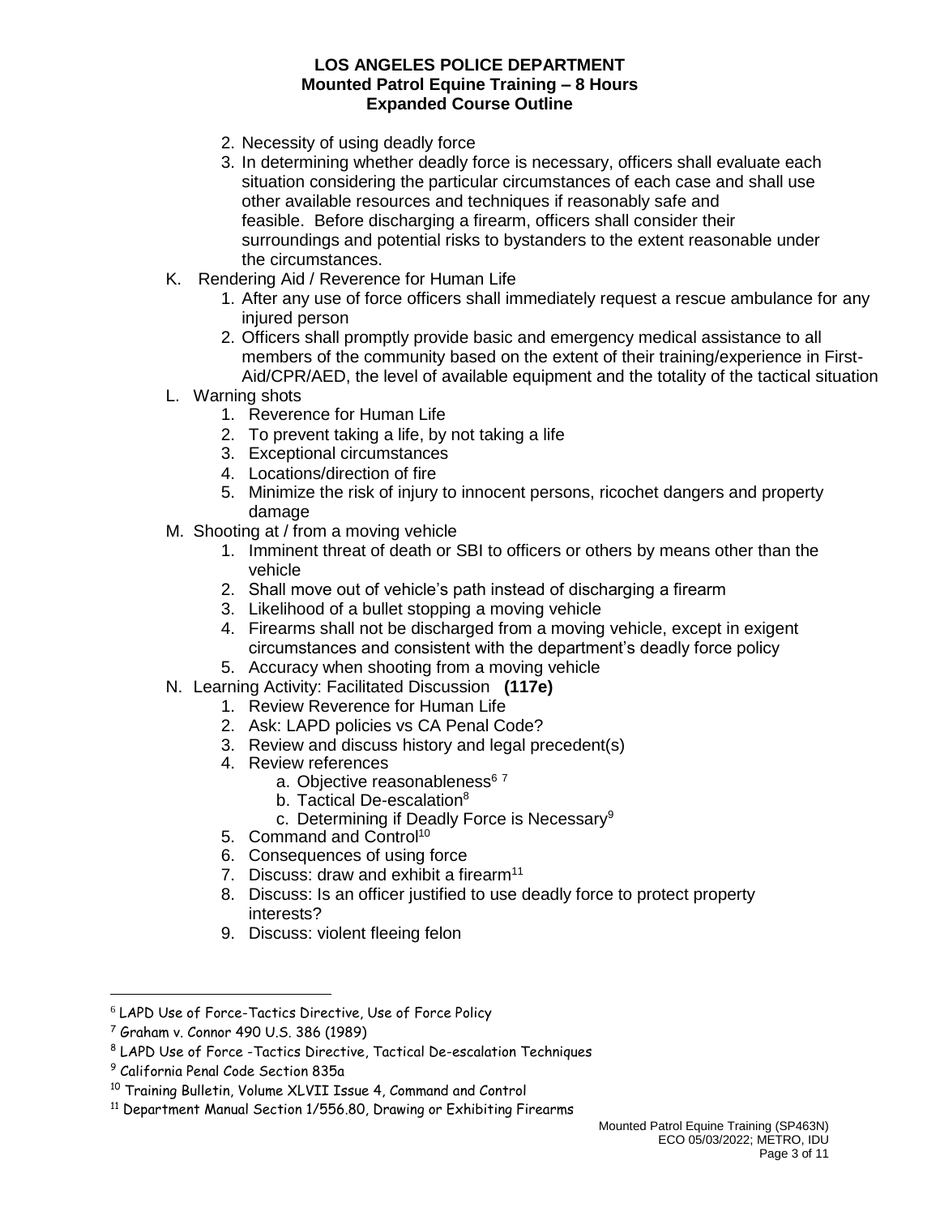2. Necessity of using deadly force
3. In determining whether deadly force is necessary, officers shall evaluate each situation considering the particular circumstances of each case and shall use other available resources and techniques if reasonably safe and feasible. Before discharging a firearm, officers shall consider their surroundings and potential risks to bystanders to the extent reasonable under the circumstances.

K. Rendering Aid / Reverence for Human Life
   1. After any use of force officers shall immediately request a rescue ambulance for any injured person
   2. Officers shall promptly provide basic and emergency medical assistance to all members of the community based on the extent of their training/experience in First-Aid/CPR/AED, the level of available equipment and the totality of the tactical situation

L. Warning shots
   1. Reverence for Human Life
   2. To prevent taking a life, by not taking a life
   3. Exceptional circumstances
   4. Locations/direction of fire
   5. Minimize the risk of injury to innocent persons, ricochet dangers and property damage

M. Shooting at / from a moving vehicle
   1. Imminent threat of death or SBI to officers or others by means other than the vehicle
   2. Shall move out of vehicle's path instead of discharging a firearm
   3. Likelihood of a bullet stopping a moving vehicle
   4. Firearms shall not be discharged from a moving vehicle, except in exigent circumstances and consistent with the department's deadly force policy
   5. Accuracy when shooting from a moving vehicle

N. Learning Activity: Facilitated Discussion **(117e)**
   1. Review Reverence for Human Life
   2. Ask: LAPD policies vs CA Penal Code?
   3. Review and discuss history and legal precedent(s)
   4. Review references
      a. Objective reasonableness[6] [7]
      b. Tactical De-escalation[8]
      c. Determining if Deadly Force is Necessary[9]
   5. Command and Control[10]
   6. Consequences of using force
   7. Discuss: draw and exhibit a firearm[11]
   8. Discuss: Is an officer justified to use deadly force to protect property interests?
   9. Discuss: violent fleeing felon

---

[6] LAPD Use of Force-Tactics Directive, Use of Force Policy

[7] Graham v. Connor 490 U.S. 386 (1989)

[8] LAPD Use of Force -Tactics Directive, Tactical De-escalation Techniques

[9] California Penal Code Section 835a

[10] Training Bulletin, Volume XLVII Issue 4, Command and Control

[11] Department Manual Section 1/556.80, Drawing or Exhibiting Firearms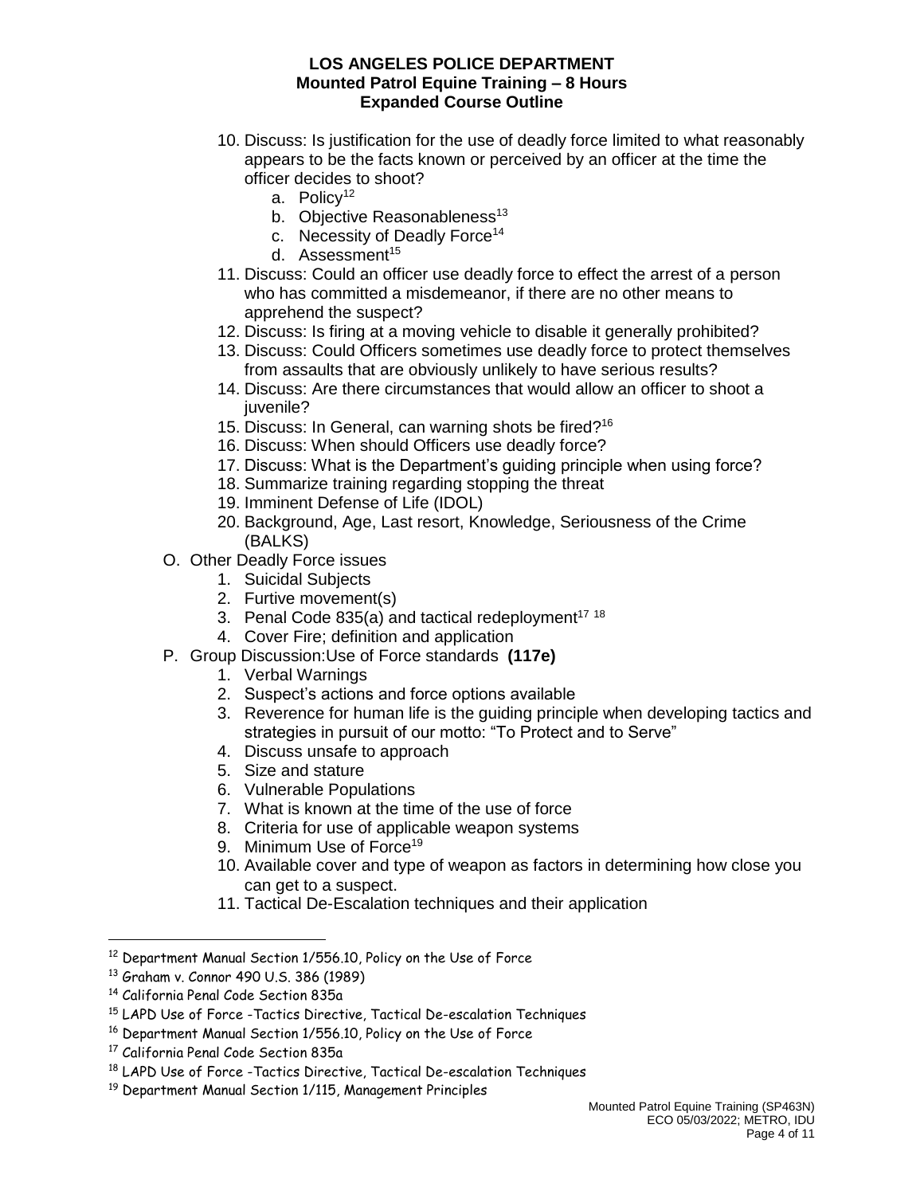10. Discuss: Is justification for the use of deadly force limited to what reasonably appears to be the facts known or perceived by an officer at the time the officer decides to shoot?
    a. Policy[12]
    b. Objective Reasonableness[13]
    c. Necessity of Deadly Force[14]
    d. Assessment[15]
11. Discuss: Could an officer use deadly force to effect the arrest of a person who has committed a misdemeanor, if there are no other means to apprehend the suspect?
12. Discuss: Is firing at a moving vehicle to disable it generally prohibited?
13. Discuss: Could Officers sometimes use deadly force to protect themselves from assaults that are obviously unlikely to have serious results?
14. Discuss: Are there circumstances that would allow an officer to shoot a juvenile?
15. Discuss: In General, can warning shots be fired?[16]
16. Discuss: When should Officers use deadly force?
17. Discuss: What is the Department's guiding principle when using force?
18. Summarize training regarding stopping the threat
19. Imminent Defense of Life (IDOL)
20. Background, Age, Last resort, Knowledge, Seriousness of the Crime (BALKS)

O. Other Deadly Force issues
   1. Suicidal Subjects
   2. Furtive movement(s)
   3. Penal Code 835(a) and tactical redeployment[17] [18]
   4. Cover Fire; definition and application

P. Group Discussion:Use of Force standards **(117e)**
   1. Verbal Warnings
   2. Suspect's actions and force options available
   3. Reverence for human life is the guiding principle when developing tactics and strategies in pursuit of our motto: "To Protect and to Serve"
   4. Discuss unsafe to approach
   5. Size and stature
   6. Vulnerable Populations
   7. What is known at the time of the use of force
   8. Criteria for use of applicable weapon systems
   9. Minimum Use of Force[19]
   10. Available cover and type of weapon as factors in determining how close you can get to a suspect.
   11. Tactical De-Escalation techniques and their application

---

[12] Department Manual Section 1/556.10, Policy on the Use of Force
[13] Graham v. Connor 490 U.S. 386 (1989)
[14] California Penal Code Section 835a
[15] LAPD Use of Force -Tactics Directive, Tactical De-escalation Techniques
[16] Department Manual Section 1/556.10, Policy on the Use of Force
[17] California Penal Code Section 835a
[18] LAPD Use of Force -Tactics Directive, Tactical De-escalation Techniques
[19] Department Manual Section 1/115, Management Principles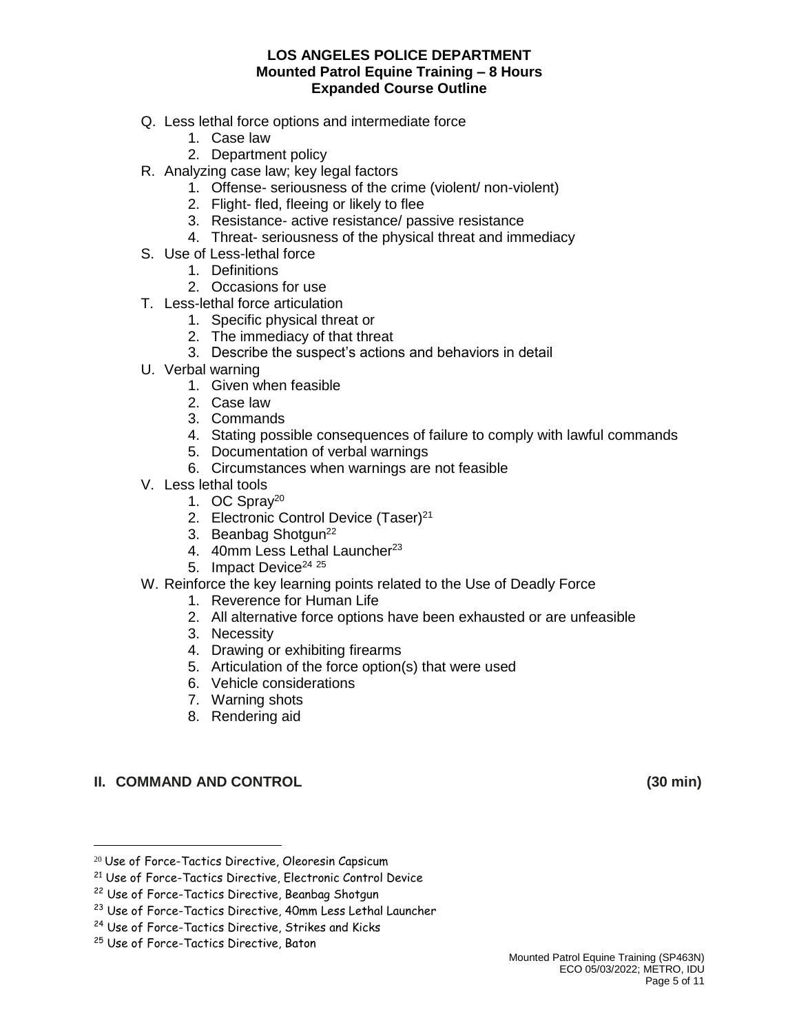Q. Less lethal force options and intermediate force
   1. Case law
   2. Department policy

R. Analyzing case law; key legal factors
   1. Offense- seriousness of the crime (violent/ non-violent)
   2. Flight- fled, fleeing or likely to flee
   3. Resistance- active resistance/ passive resistance
   4. Threat- seriousness of the physical threat and immediacy

S. Use of Less-lethal force
   1. Definitions
   2. Occasions for use

T. Less-lethal force articulation
   1. Specific physical threat or
   2. The immediacy of that threat
   3. Describe the suspect's actions and behaviors in detail

U. Verbal warning
   1. Given when feasible
   2. Case law
   3. Commands
   4. Stating possible consequences of failure to comply with lawful commands
   5. Documentation of verbal warnings
   6. Circumstances when warnings are not feasible

V. Less lethal tools
   1. OC Spray[20]
   2. Electronic Control Device (Taser)[21]
   3. Beanbag Shotgun[22]
   4. 40mm Less Lethal Launcher[23]
   5. Impact Device[24] [25]

W. Reinforce the key learning points related to the Use of Deadly Force
   1. Reverence for Human Life
   2. All alternative force options have been exhausted or are unfeasible
   3. Necessity
   4. Drawing or exhibiting firearms
   5. Articulation of the force option(s) that were used
   6. Vehicle considerations
   7. Warning shots
   8. Rendering aid

## II. COMMAND AND CONTROL (30 min)

---

[20] Use of Force-Tactics Directive, Oleoresin Capsicum

[21] Use of Force-Tactics Directive, Electronic Control Device

[22] Use of Force-Tactics Directive, Beanbag Shotgun

[23] Use of Force-Tactics Directive, 40mm Less Lethal Launcher

[24] Use of Force-Tactics Directive, Strikes and Kicks

[25] Use of Force-Tactics Directive, Baton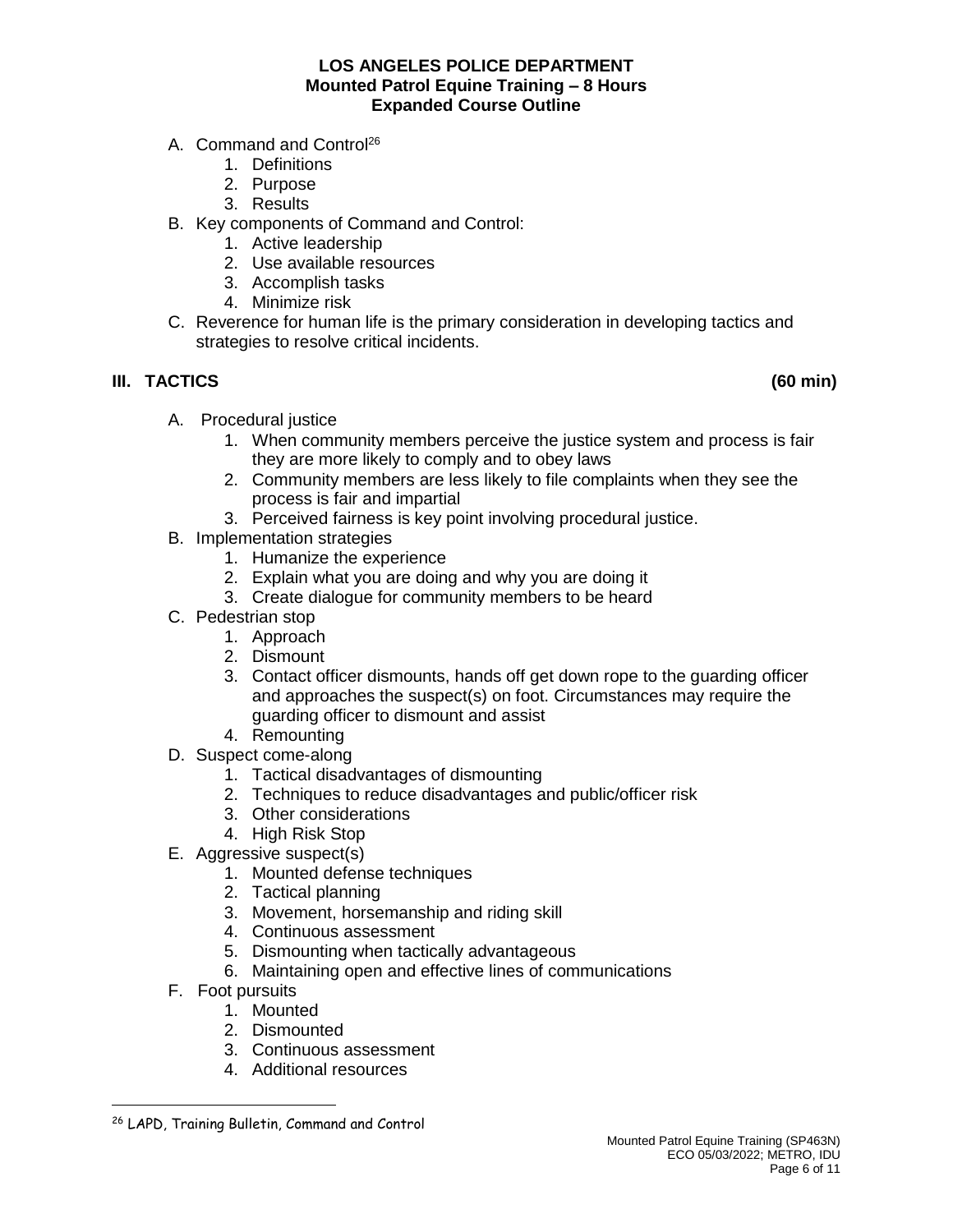- A. Command and Control[26]
  1. Definitions
  2. Purpose
  3. Results
- B. Key components of Command and Control:
  1. Active leadership
  2. Use available resources
  3. Accomplish tasks
  4. Minimize risk
- C. Reverence for human life is the primary consideration in developing tactics and strategies to resolve critical incidents.

## III. TACTICS (60 min)

- A. Procedural justice
  1. When community members perceive the justice system and process is fair they are more likely to comply and to obey laws
  2. Community members are less likely to file complaints when they see the process is fair and impartial
  3. Perceived fairness is key point involving procedural justice.
- B. Implementation strategies
  1. Humanize the experience
  2. Explain what you are doing and why you are doing it
  3. Create dialogue for community members to be heard
- C. Pedestrian stop
  1. Approach
  2. Dismount
  3. Contact officer dismounts, hands off get down rope to the guarding officer and approaches the suspect(s) on foot. Circumstances may require the guarding officer to dismount and assist
  4. Remounting
- D. Suspect come-along
  1. Tactical disadvantages of dismounting
  2. Techniques to reduce disadvantages and public/officer risk
  3. Other considerations
  4. High Risk Stop
- E. Aggressive suspect(s)
  1. Mounted defense techniques
  2. Tactical planning
  3. Movement, horsemanship and riding skill
  4. Continuous assessment
  5. Dismounting when tactically advantageous
  6. Maintaining open and effective lines of communications
- F. Foot pursuits
  1. Mounted
  2. Dismounted
  3. Continuous assessment
  4. Additional resources

---

[26] LAPD, Training Bulletin, Command and Control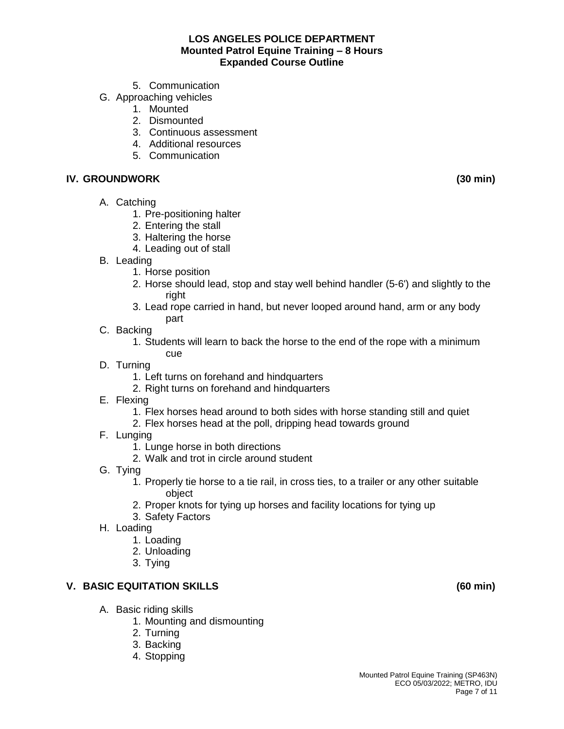5. Communication

G. Approaching vehicles
   1. Mounted
   2. Dismounted
   3. Continuous assessment
   4. Additional resources
   5. Communication

## IV. GROUNDWORK (30 min)

A. Catching
   1. Pre-positioning halter
   2. Entering the stall
   3. Haltering the horse
   4. Leading out of stall

B. Leading
   1. Horse position
   2. Horse should lead, stop and stay well behind handler (5-6') and slightly to the right
   3. Lead rope carried in hand, but never looped around hand, arm or any body part

C. Backing
   1. Students will learn to back the horse to the end of the rope with a minimum cue

D. Turning
   1. Left turns on forehand and hindquarters
   2. Right turns on forehand and hindquarters

E. Flexing
   1. Flex horses head around to both sides with horse standing still and quiet
   2. Flex horses head at the poll, dripping head towards ground

F. Lunging
   1. Lunge horse in both directions
   2. Walk and trot in circle around student

G. Tying
   1. Properly tie horse to a tie rail, in cross ties, to a trailer or any other suitable object
   2. Proper knots for tying up horses and facility locations for tying up
   3. Safety Factors

H. Loading
   1. Loading
   2. Unloading
   3. Tying

## V. BASIC EQUITATION SKILLS (60 min)

A. Basic riding skills
   1. Mounting and dismounting
   2. Turning
   3. Backing
   4. Stopping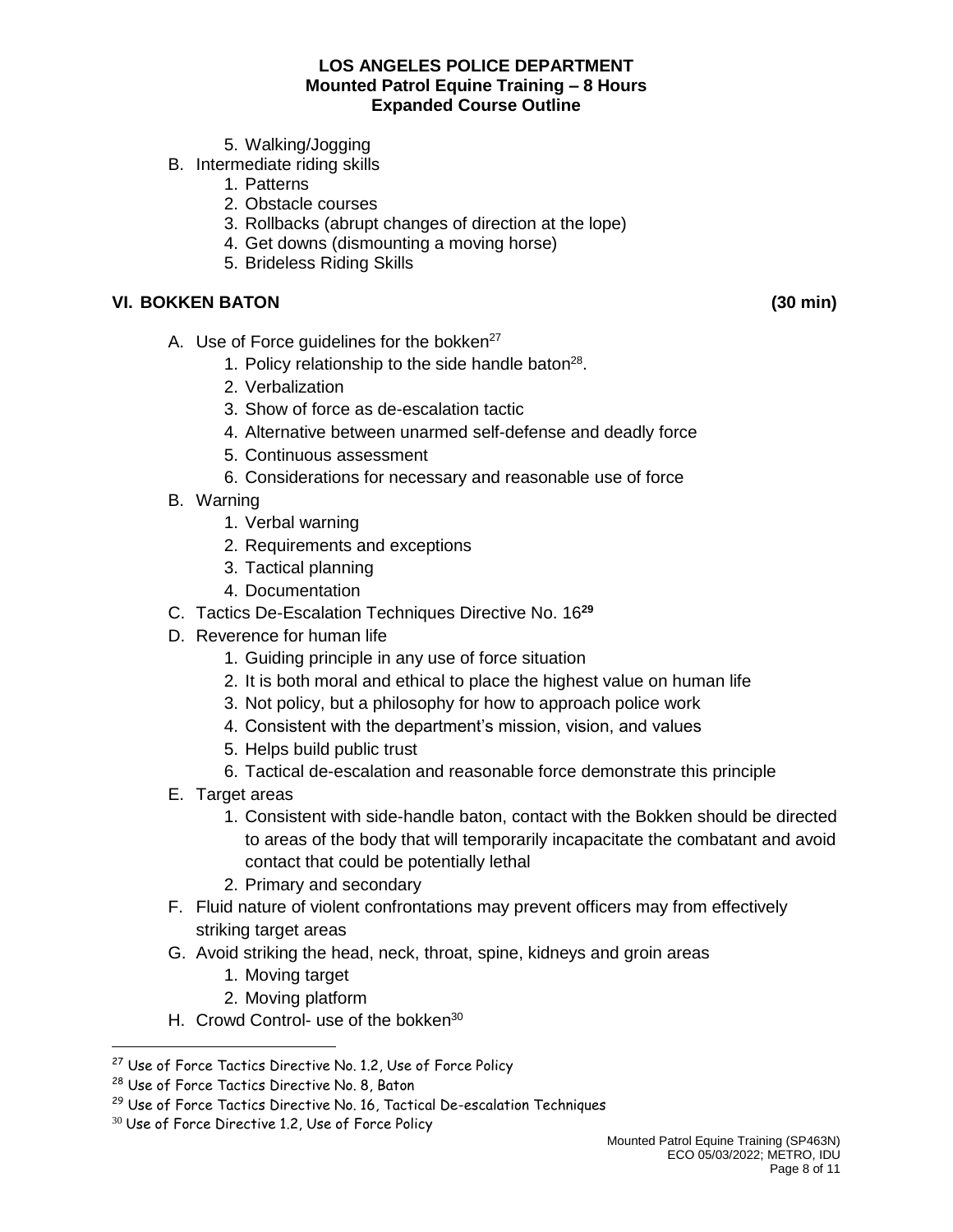5. Walking/Jogging

B. Intermediate riding skills
    1. Patterns
    2. Obstacle courses
    3. Rollbacks (abrupt changes of direction at the lope)
    4. Get downs (dismounting a moving horse)
    5. Brideless Riding Skills

## VI. BOKKEN BATON (30 min)

A. Use of Force guidelines for the bokken[27]
    1. Policy relationship to the side handle baton[28].
    2. Verbalization
    3. Show of force as de-escalation tactic
    4. Alternative between unarmed self-defense and deadly force
    5. Continuous assessment
    6. Considerations for necessary and reasonable use of force

B. Warning
    1. Verbal warning
    2. Requirements and exceptions
    3. Tactical planning
    4. Documentation

C. Tactics De-Escalation Techniques Directive No. 16[29]

D. Reverence for human life
    1. Guiding principle in any use of force situation
    2. It is both moral and ethical to place the highest value on human life
    3. Not policy, but a philosophy for how to approach police work
    4. Consistent with the department's mission, vision, and values
    5. Helps build public trust
    6. Tactical de-escalation and reasonable force demonstrate this principle

E. Target areas
    1. Consistent with side-handle baton, contact with the Bokken should be directed to areas of the body that will temporarily incapacitate the combatant and avoid contact that could be potentially lethal
    2. Primary and secondary

F. Fluid nature of violent confrontations may prevent officers may from effectively striking target areas

G. Avoid striking the head, neck, throat, spine, kidneys and groin areas
    1. Moving target
    2. Moving platform

H. Crowd Control- use of the bokken[30]

---

[27] Use of Force Tactics Directive No. 1.2, Use of Force Policy

[28] Use of Force Tactics Directive No. 8, Baton

[29] Use of Force Tactics Directive No. 16, Tactical De-escalation Techniques

[30] Use of Force Directive 1.2, Use of Force Policy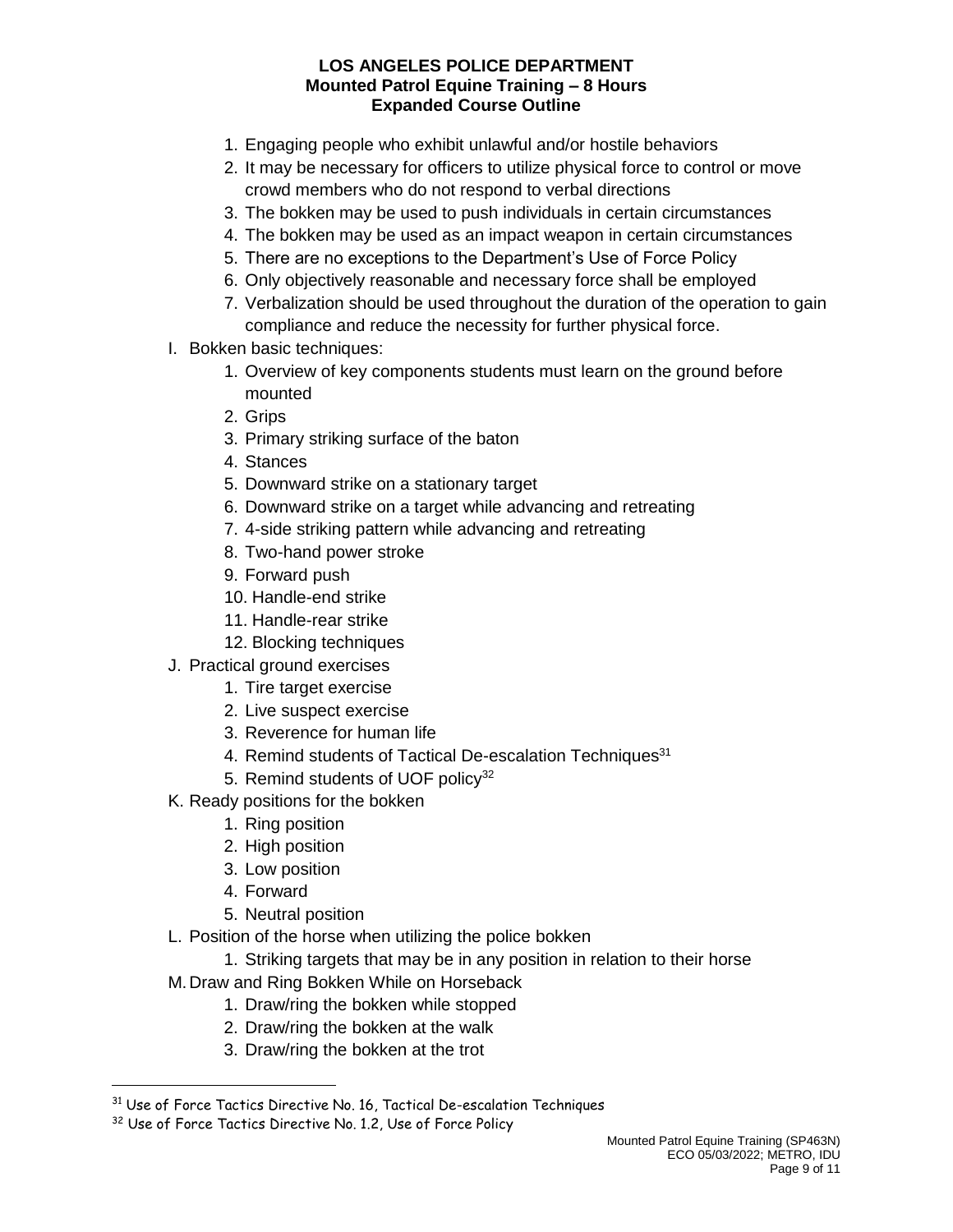1. Engaging people who exhibit unlawful and/or hostile behaviors
2. It may be necessary for officers to utilize physical force to control or move crowd members who do not respond to verbal directions
3. The bokken may be used to push individuals in certain circumstances
4. The bokken may be used as an impact weapon in certain circumstances
5. There are no exceptions to the Department's Use of Force Policy
6. Only objectively reasonable and necessary force shall be employed
7. Verbalization should be used throughout the duration of the operation to gain compliance and reduce the necessity for further physical force.

I. Bokken basic techniques:
   1. Overview of key components students must learn on the ground before mounted
   2. Grips
   3. Primary striking surface of the baton
   4. Stances
   5. Downward strike on a stationary target
   6. Downward strike on a target while advancing and retreating
   7. 4-side striking pattern while advancing and retreating
   8. Two-hand power stroke
   9. Forward push
   10. Handle-end strike
   11. Handle-rear strike
   12. Blocking techniques

J. Practical ground exercises
   1. Tire target exercise
   2. Live suspect exercise
   3. Reverence for human life
   4. Remind students of Tactical De-escalation Techniques[31]
   5. Remind students of UOF policy[32]

K. Ready positions for the bokken
   1. Ring position
   2. High position
   3. Low position
   4. Forward
   5. Neutral position

L. Position of the horse when utilizing the police bokken
   1. Striking targets that may be in any position in relation to their horse

M. Draw and Ring Bokken While on Horseback
   1. Draw/ring the bokken while stopped
   2. Draw/ring the bokken at the walk
   3. Draw/ring the bokken at the trot

---

[31] Use of Force Tactics Directive No. 16, Tactical De-escalation Techniques

[32] Use of Force Tactics Directive No. 1.2, Use of Force Policy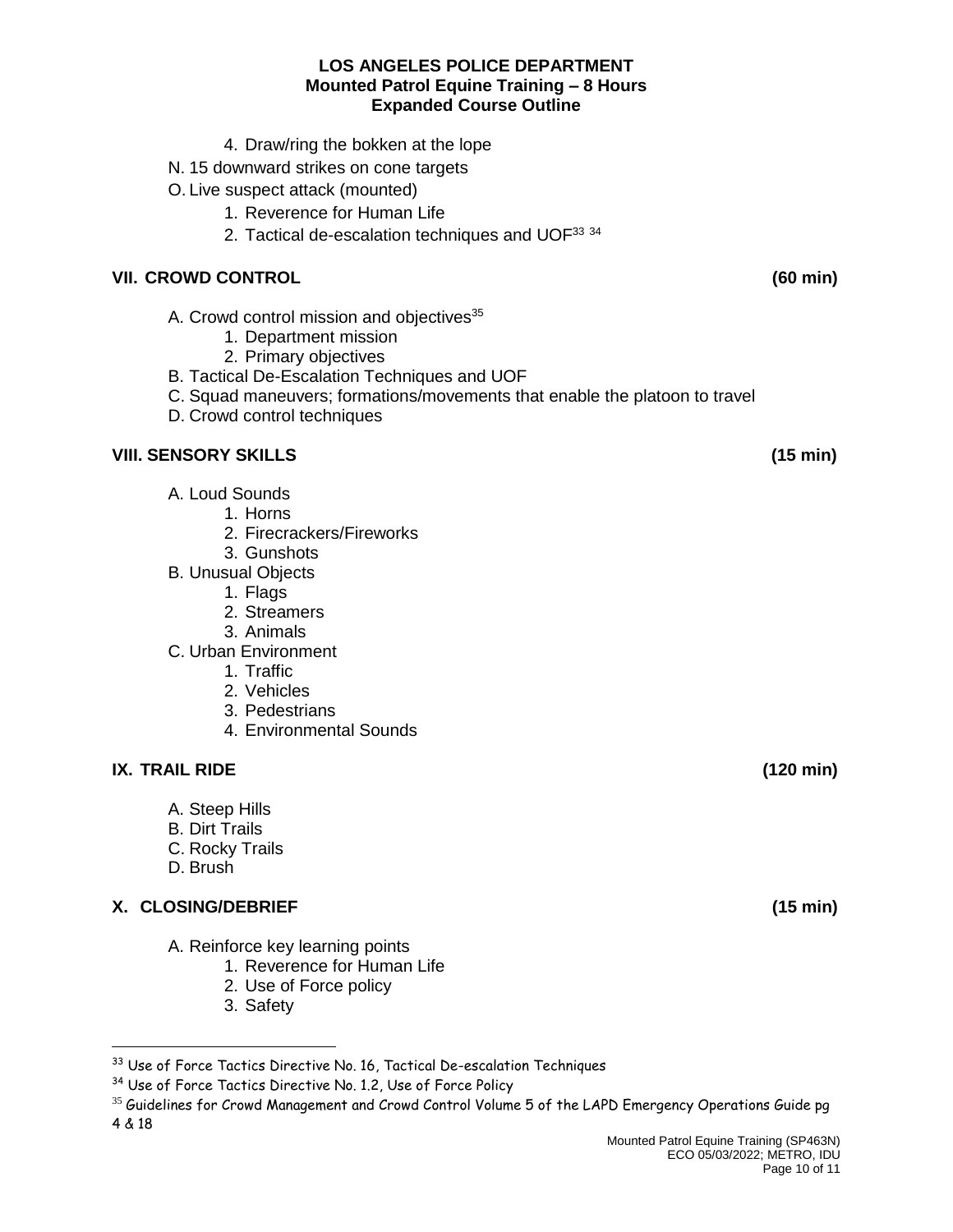4. Draw/ring the bokken at the lope

N. 15 downward strikes on cone targets

O. Live suspect attack (mounted)

1. Reverence for Human Life
2. Tactical de-escalation techniques and UOF[33] [34]

## VII. CROWD CONTROL (60 min)

A. Crowd control mission and objectives[35]

1. Department mission
2. Primary objectives

B. Tactical De-Escalation Techniques and UOF

C. Squad maneuvers; formations/movements that enable the platoon to travel

D. Crowd control techniques

## VIII. SENSORY SKILLS (15 min)

A. Loud Sounds

1. Horns
2. Firecrackers/Fireworks
3. Gunshots

B. Unusual Objects

1. Flags
2. Streamers
3. Animals

C. Urban Environment

1. Traffic
2. Vehicles
3. Pedestrians
4. Environmental Sounds

## IX. TRAIL RIDE (120 min)

A. Steep Hills

B. Dirt Trails

C. Rocky Trails

D. Brush

## X. CLOSING/DEBRIEF (15 min)

A. Reinforce key learning points

1. Reverence for Human Life
2. Use of Force policy
3. Safety

---

[33] Use of Force Tactics Directive No. 16, Tactical De-escalation Techniques

[34] Use of Force Tactics Directive No. 1.2, Use of Force Policy

[35] Guidelines for Crowd Management and Crowd Control Volume 5 of the LAPD Emergency Operations Guide pg 4 & 18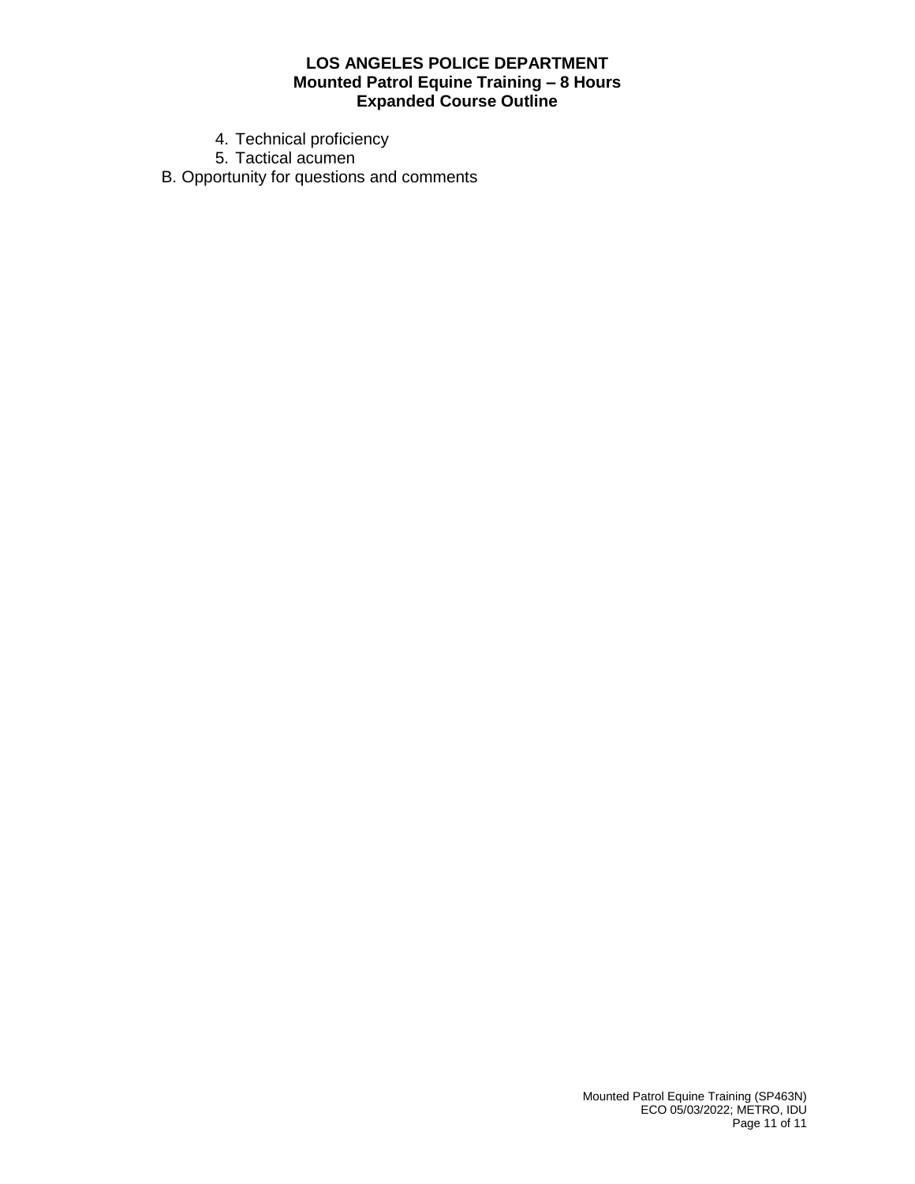4. Technical proficiency
5. Tactical acumen

B. Opportunity for questions and comments